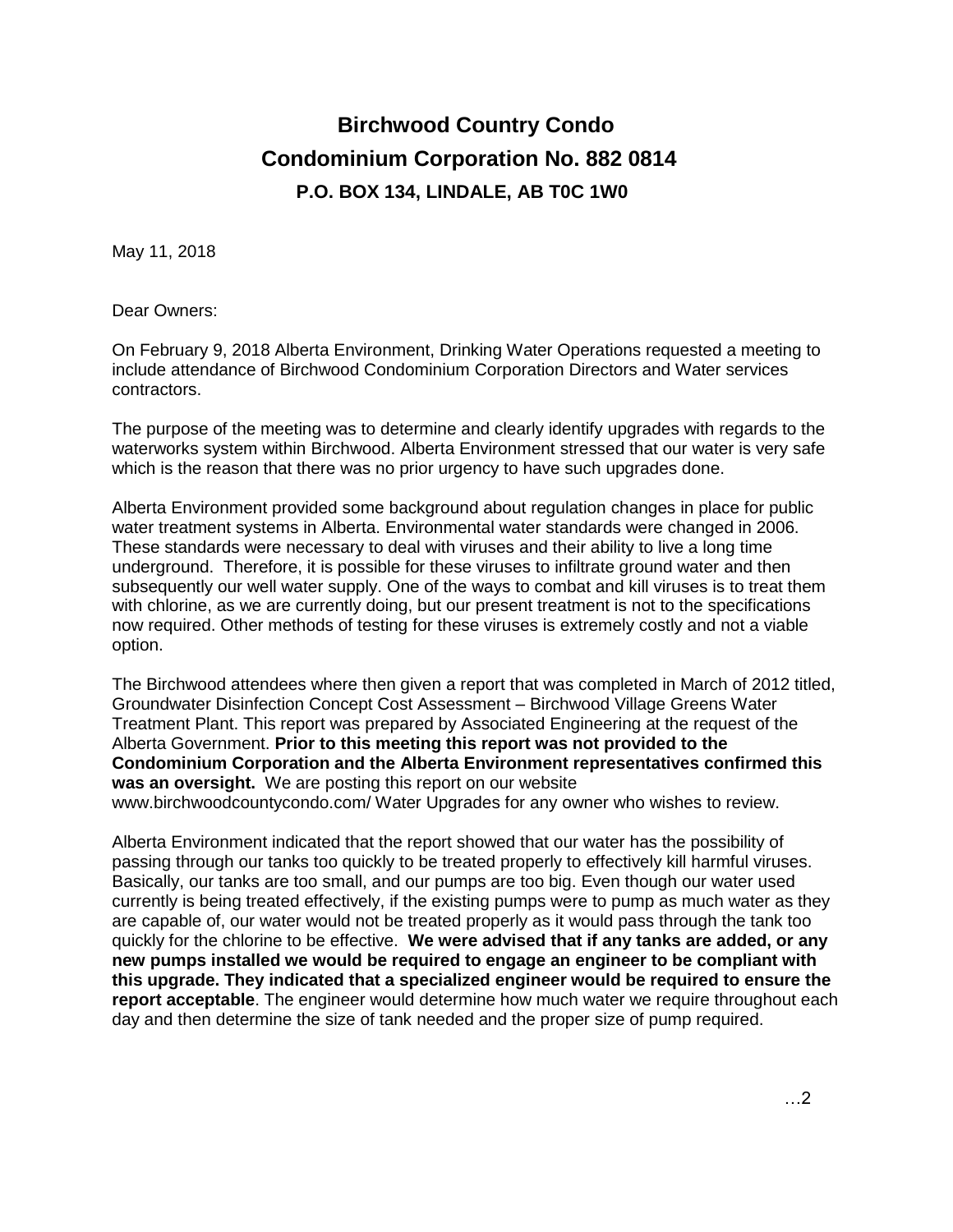# Birchwood Country Condo
# Condominium Corporation No. 882 0814
### P.O. BOX 134, LINDALE, AB T0C 1W0

May 11, 2018

Dear Owners:

On February 9, 2018 Alberta Environment, Drinking Water Operations requested a meeting to include attendance of Birchwood Condominium Corporation Directors and Water services contractors.

The purpose of the meeting was to determine and clearly identify upgrades with regards to the waterworks system within Birchwood. Alberta Environment stressed that our water is very safe which is the reason that there was no prior urgency to have such upgrades done.

Alberta Environment provided some background about regulation changes in place for public water treatment systems in Alberta. Environmental water standards were changed in 2006. These standards were necessary to deal with viruses and their ability to live a long time underground. Therefore, it is possible for these viruses to infiltrate ground water and then subsequently our well water supply. One of the ways to combat and kill viruses is to treat them with chlorine, as we are currently doing, but our present treatment is not to the specifications now required. Other methods of testing for these viruses is extremely costly and not a viable option.

The Birchwood attendees where then given a report that was completed in March of 2012 titled, Groundwater Disinfection Concept Cost Assessment – Birchwood Village Greens Water Treatment Plant. This report was prepared by Associated Engineering at the request of the Alberta Government. **Prior to this meeting this report was not provided to the Condominium Corporation and the Alberta Environment representatives confirmed this was an oversight.** We are posting this report on our website www.birchwoodcountycondo.com/ Water Upgrades for any owner who wishes to review.

Alberta Environment indicated that the report showed that our water has the possibility of passing through our tanks too quickly to be treated properly to effectively kill harmful viruses. Basically, our tanks are too small, and our pumps are too big. Even though our water used currently is being treated effectively, if the existing pumps were to pump as much water as they are capable of, our water would not be treated properly as it would pass through the tank too quickly for the chlorine to be effective. **We were advised that if any tanks are added, or any new pumps installed we would be required to engage an engineer to be compliant with this upgrade. They indicated that a specialized engineer would be required to ensure the report acceptable**. The engineer would determine how much water we require throughout each day and then determine the size of tank needed and the proper size of pump required.

…2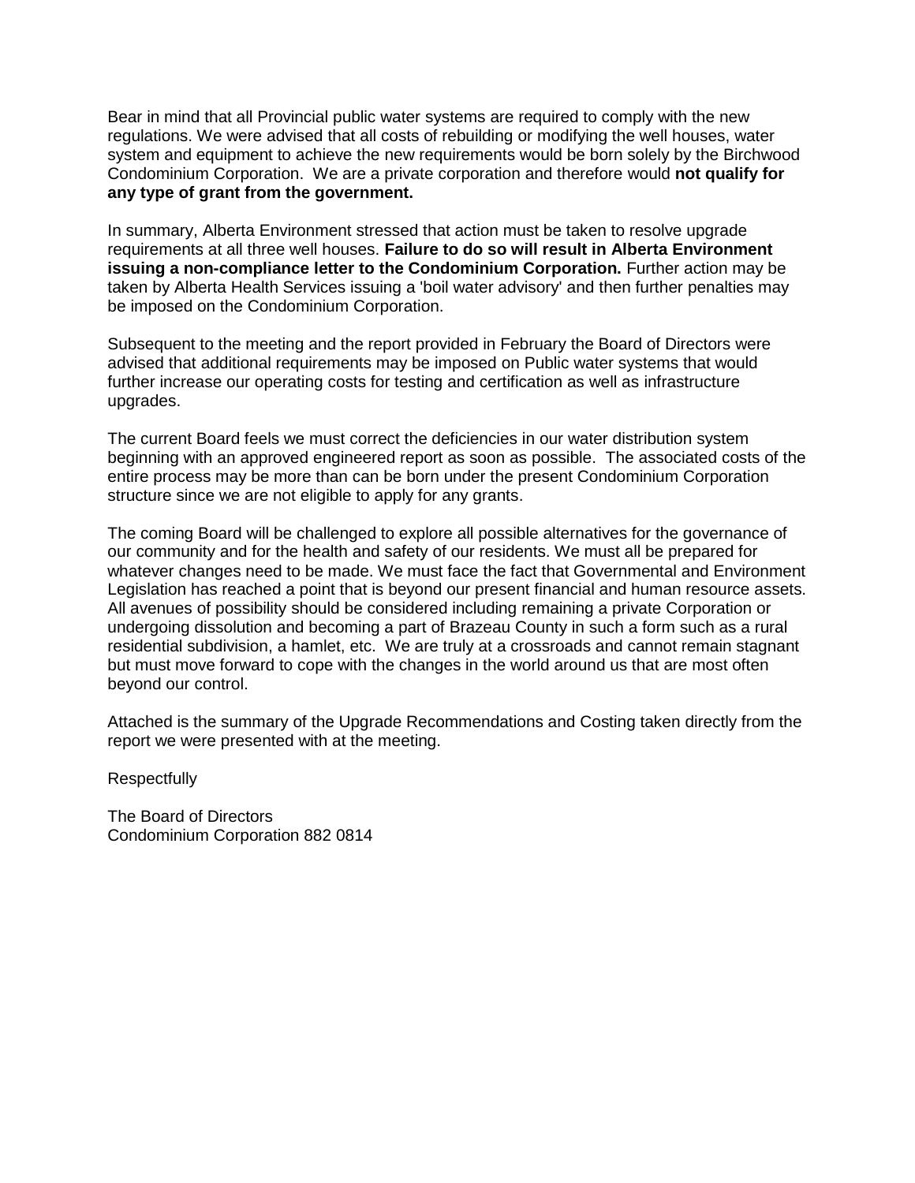Bear in mind that all Provincial public water systems are required to comply with the new regulations. We were advised that all costs of rebuilding or modifying the well houses, water system and equipment to achieve the new requirements would be born solely by the Birchwood Condominium Corporation. We are a private corporation and therefore would **not qualify for any type of grant from the government.**

In summary, Alberta Environment stressed that action must be taken to resolve upgrade requirements at all three well houses. **Failure to do so will result in Alberta Environment issuing a non-compliance letter to the Condominium Corporation.** Further action may be taken by Alberta Health Services issuing a 'boil water advisory' and then further penalties may be imposed on the Condominium Corporation.

Subsequent to the meeting and the report provided in February the Board of Directors were advised that additional requirements may be imposed on Public water systems that would further increase our operating costs for testing and certification as well as infrastructure upgrades.

The current Board feels we must correct the deficiencies in our water distribution system beginning with an approved engineered report as soon as possible. The associated costs of the entire process may be more than can be born under the present Condominium Corporation structure since we are not eligible to apply for any grants.

The coming Board will be challenged to explore all possible alternatives for the governance of our community and for the health and safety of our residents. We must all be prepared for whatever changes need to be made. We must face the fact that Governmental and Environment Legislation has reached a point that is beyond our present financial and human resource assets. All avenues of possibility should be considered including remaining a private Corporation or undergoing dissolution and becoming a part of Brazeau County in such a form such as a rural residential subdivision, a hamlet, etc. We are truly at a crossroads and cannot remain stagnant but must move forward to cope with the changes in the world around us that are most often beyond our control.

Attached is the summary of the Upgrade Recommendations and Costing taken directly from the report we were presented with at the meeting.

Respectfully

The Board of Directors
Condominium Corporation 882 0814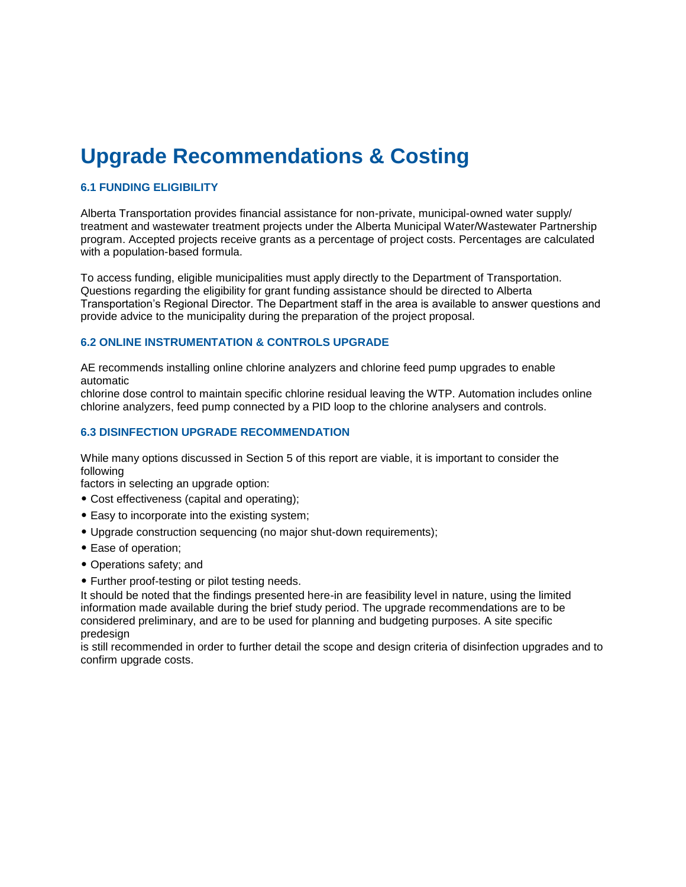# Upgrade Recommendations & Costing

### 6.1 FUNDING ELIGIBILITY

Alberta Transportation provides financial assistance for non-private, municipal-owned water supply/ treatment and wastewater treatment projects under the Alberta Municipal Water/Wastewater Partnership program. Accepted projects receive grants as a percentage of project costs. Percentages are calculated with a population-based formula.

To access funding, eligible municipalities must apply directly to the Department of Transportation. Questions regarding the eligibility for grant funding assistance should be directed to Alberta Transportation's Regional Director. The Department staff in the area is available to answer questions and provide advice to the municipality during the preparation of the project proposal.

### 6.2 ONLINE INSTRUMENTATION & CONTROLS UPGRADE

AE recommends installing online chlorine analyzers and chlorine feed pump upgrades to enable automatic chlorine dose control to maintain specific chlorine residual leaving the WTP. Automation includes online chlorine analyzers, feed pump connected by a PID loop to the chlorine analysers and controls.

### 6.3 DISINFECTION UPGRADE RECOMMENDATION

While many options discussed in Section 5 of this report are viable, it is important to consider the following factors in selecting an upgrade option:

- Cost effectiveness (capital and operating);
- Easy to incorporate into the existing system;
- Upgrade construction sequencing (no major shut-down requirements);
- Ease of operation;
- Operations safety; and
- Further proof-testing or pilot testing needs.

It should be noted that the findings presented here-in are feasibility level in nature, using the limited information made available during the brief study period. The upgrade recommendations are to be considered preliminary, and are to be used for planning and budgeting purposes. A site specific predesign is still recommended in order to further detail the scope and design criteria of disinfection upgrades and to confirm upgrade costs.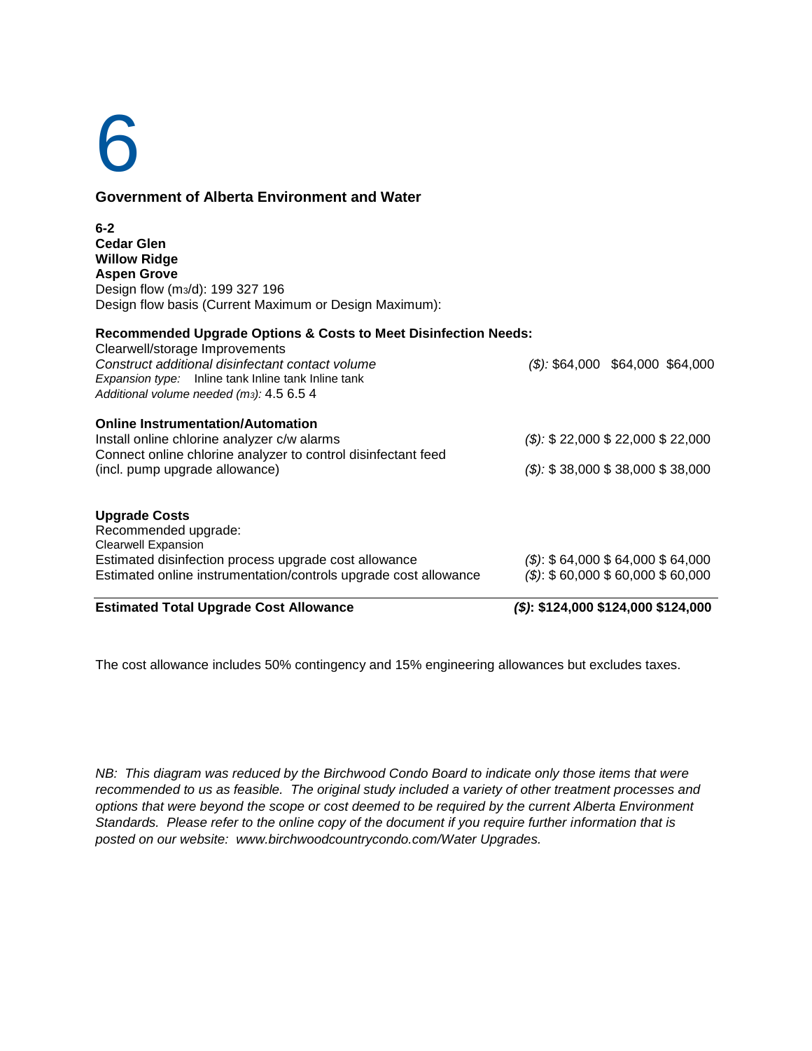# 6

**Government of Alberta Environment and Water**

**6-2**
**Cedar Glen**
**Willow Ridge**
**Aspen Grove**
Design flow ($m^3$/d): 199 327 196
Design flow basis (Current Maximum or Design Maximum):

**Recommended Upgrade Options & Costs to Meet Disinfection Needs:**

Clearwell/storage Improvements
*Construct additional disinfectant contact volume* *($):* $64,000 $64,000 $64,000
*Expansion type:* Inline tank Inline tank Inline tank
*Additional volume needed ($m^3$):* 4.5 6.5 4

**Online Instrumentation/Automation**
Install online chlorine analyzer c/w alarms *($):* $ 22,000 $ 22,000 $ 22,000
Connect online chlorine analyzer to control disinfectant feed (incl. pump upgrade allowance) *($):* $ 38,000 $ 38,000 $ 38,000

**Upgrade Costs**
Recommended upgrade:
Clearwell Expansion
Estimated disinfection process upgrade cost allowance *($):* $ 64,000 $ 64,000 $ 64,000
Estimated online instrumentation/controls upgrade cost allowance *($):* $ 60,000 $ 60,000 $ 60,000

**Estimated Total Upgrade Cost Allowance** ***($)*: $124,000 $124,000 $124,000**

The cost allowance includes 50% contingency and 15% engineering allowances but excludes taxes.

*NB: This diagram was reduced by the Birchwood Condo Board to indicate only those items that were recommended to us as feasible. The original study included a variety of other treatment processes and options that were beyond the scope or cost deemed to be required by the current Alberta Environment Standards. Please refer to the online copy of the document if you require further information that is posted on our website: www.birchwoodcountrycondo.com/Water Upgrades.*